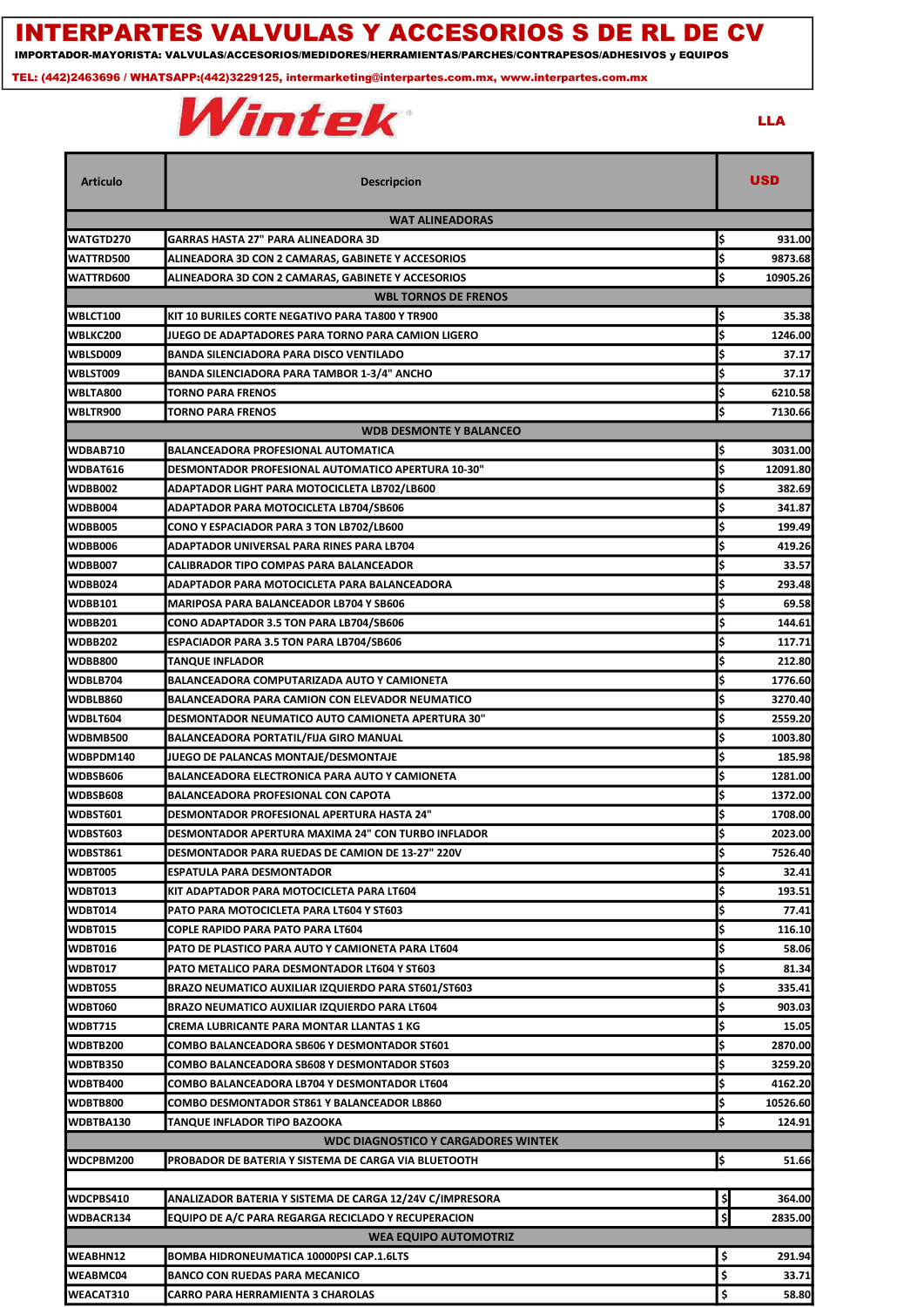# INTERPARTES VALVULAS Y ACCESORIOS S DE RL DE CV

IMPORTADOR-MAYORISTA: VALVULAS/ACCESORIOS/MEDIDORES/HERRAMIENTAS/PARCHES/CONTRAPESOS/ADHESIVOS y EQUIPOS

TEL: (442)2463696 / WHATSAPP:(442)3229125, intermarketing@interpartes.com.mx, www.interpartes.com.mx

Wintek

LLA

| Articulo | Descripcion | USD |
|---|---|---|
| | **WAT ALINEADORAS** | |
| WATGTD270 | GARRAS HASTA 27" PARA ALINEADORA 3D | $ 931.00 |
| WATTRD500 | ALINEADORA 3D CON 2 CAMARAS, GABINETE Y ACCESORIOS | $ 9873.68 |
| WATTRD600 | ALINEADORA 3D CON 2 CAMARAS, GABINETE Y ACCESORIOS | $ 10905.26 |
| | **WBL TORNOS DE FRENOS** | |
| WBLCT100 | KIT 10 BURILES CORTE NEGATIVO PARA TA800 Y TR900 | $ 35.38 |
| WBLKC200 | JUEGO DE ADAPTADORES PARA TORNO PARA CAMION LIGERO | $ 1246.00 |
| WBLSD009 | BANDA SILENCIADORA PARA DISCO VENTILADO | $ 37.17 |
| WBLST009 | BANDA SILENCIADORA PARA TAMBOR 1-3/4" ANCHO | $ 37.17 |
| WBLTA800 | TORNO PARA FRENOS | $ 6210.58 |
| WBLTR900 | TORNO PARA FRENOS | $ 7130.66 |
| | **WDB DESMONTE Y BALANCEO** | |
| WDBAB710 | BALANCEADORA PROFESIONAL AUTOMATICA | $ 3031.00 |
| WDBAT616 | DESMONTADOR PROFESIONAL AUTOMATICO APERTURA 10-30" | $ 12091.80 |
| WDBB002 | ADAPTADOR LIGHT PARA MOTOCICLETA LB702/LB600 | $ 382.69 |
| WDBB004 | ADAPTADOR PARA MOTOCICLETA LB704/SB606 | $ 341.87 |
| WDBB005 | CONO Y ESPACIADOR PARA 3 TON LB702/LB600 | $ 199.49 |
| WDBB006 | ADAPTADOR UNIVERSAL PARA RINES PARA LB704 | $ 419.26 |
| WDBB007 | CALIBRADOR TIPO COMPAS PARA BALANCEADOR | $ 33.57 |
| WDBB024 | ADAPTADOR PARA MOTOCICLETA PARA BALANCEADORA | $ 293.48 |
| WDBB101 | MARIPOSA PARA BALANCEADOR LB704 Y SB606 | $ 69.58 |
| WDBB201 | CONO ADAPTADOR 3.5 TON PARA LB704/SB606 | $ 144.61 |
| WDBB202 | ESPACIADOR PARA 3.5 TON PARA LB704/SB606 | $ 117.71 |
| WDBB800 | TANQUE INFLADOR | $ 212.80 |
| WDBLB704 | BALANCEADORA COMPUTARIZADA AUTO Y CAMIONETA | $ 1776.60 |
| WDBLB860 | BALANCEADORA PARA CAMION CON ELEVADOR NEUMATICO | $ 3270.40 |
| WDBLT604 | DESMONTADOR NEUMATICO AUTO CAMIONETA APERTURA 30" | $ 2559.20 |
| WDBMB500 | BALANCEADORA PORTATIL/FIJA GIRO MANUAL | $ 1003.80 |
| WDBPDM140 | JUEGO DE PALANCAS MONTAJE/DESMONTAJE | $ 185.98 |
| WDBSB606 | BALANCEADORA ELECTRONICA PARA AUTO Y CAMIONETA | $ 1281.00 |
| WDBSB608 | BALANCEADORA PROFESIONAL CON CAPOTA | $ 1372.00 |
| WDBST601 | DESMONTADOR PROFESIONAL APERTURA HASTA 24" | $ 1708.00 |
| WDBST603 | DESMONTADOR APERTURA MAXIMA 24" CON TURBO INFLADOR | $ 2023.00 |
| WDBST861 | DESMONTADOR PARA RUEDAS DE CAMION DE 13-27" 220V | $ 7526.40 |
| WDBT005 | ESPATULA PARA DESMONTADOR | $ 32.41 |
| WDBT013 | KIT ADAPTADOR PARA MOTOCICLETA PARA LT604 | $ 193.51 |
| WDBT014 | PATO PARA MOTOCICLETA PARA LT604 Y ST603 | $ 77.41 |
| WDBT015 | COPLE RAPIDO PARA PATO PARA LT604 | $ 116.10 |
| WDBT016 | PATO DE PLASTICO PARA AUTO Y CAMIONETA PARA LT604 | $ 58.06 |
| WDBT017 | PATO METALICO PARA DESMONTADOR LT604 Y ST603 | $ 81.34 |
| WDBT055 | BRAZO NEUMATICO AUXILIAR IZQUIERDO PARA ST601/ST603 | $ 335.41 |
| WDBT060 | BRAZO NEUMATICO AUXILIAR IZQUIERDO PARA LT604 | $ 903.03 |
| WDBT715 | CREMA LUBRICANTE PARA MONTAR LLANTAS 1 KG | $ 15.05 |
| WDBTB200 | COMBO BALANCEADORA SB606 Y DESMONTADOR ST601 | $ 2870.00 |
| WDBTB350 | COMBO BALANCEADORA SB608 Y DESMONTADOR ST603 | $ 3259.20 |
| WDBTB400 | COMBO BALANCEADORA LB704 Y DESMONTADOR LT604 | $ 4162.20 |
| WDBTB800 | COMBO DESMONTADOR ST861 Y BALANCEADOR LB860 | $ 10526.60 |
| WDBTBA130 | TANQUE INFLADOR TIPO BAZOOKA | $ 124.91 |
| | **WDC DIAGNOSTICO Y CARGADORES WINTEK** | |
| WDCPBM200 | PROBADOR DE BATERIA Y SISTEMA DE CARGA VIA BLUETOOTH | $ 51.66 |
| | | |
| WDCPBS410 | ANALIZADOR BATERIA Y SISTEMA DE CARGA 12/24V C/IMPRESORA | $ 364.00 |
| WDBACR134 | EQUIPO DE A/C PARA REGARGA RECICLADO Y RECUPERACION | $ 2835.00 |
| | **WEA EQUIPO AUTOMOTRIZ** | |
| WEABHN12 | BOMBA HIDRONEUMATICA 10000PSI CAP.1.6LTS | $ 291.94 |
| WEABMC04 | BANCO CON RUEDAS PARA MECANICO | $ 33.71 |
| WEACAT310 | CARRO PARA HERRAMIENTA 3 CHAROLAS | $ 58.80 |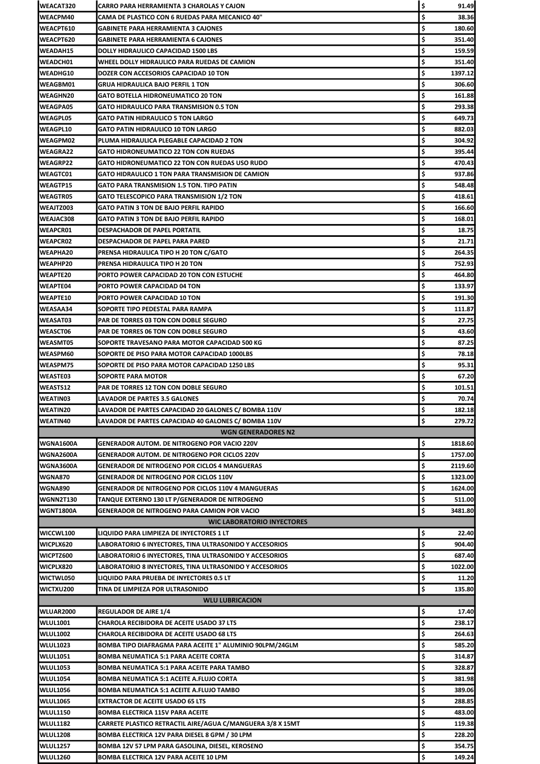| | | | |
|---|---|---|---|
| WEACAT320 | CARRO PARA HERRAMIENTA 3 CHAROLAS Y CAJON | $ | 91.49 |
| WEACPM40 | CAMA DE PLASTICO CON 6 RUEDAS PARA MECANICO 40" | $ | 38.36 |
| WEACPT610 | GABINETE PARA HERRAMIENTA 3 CAJONES | $ | 180.60 |
| WEACPT620 | GABINETE PARA HERRAMIENTA 6 CAJONES | $ | 351.40 |
| WEADAH15 | DOLLY HIDRAULICO CAPACIDAD 1500 LBS | $ | 159.59 |
| WEADCH01 | WHEEL DOLLY HIDRAULICO PARA RUEDAS DE CAMION | $ | 351.40 |
| WEADHG10 | DOZER CON ACCESORIOS CAPACIDAD 10 TON | $ | 1397.12 |
| WEAGBM01 | GRUA HIDRAULICA BAJO PERFIL 1 TON | $ | 306.60 |
| WEAGHN20 | GATO BOTELLA HIDRONEUMATICO 20 TON | $ | 161.88 |
| WEAGPA05 | GATO HIDRAULICO PARA TRANSMISION 0.5 TON | $ | 293.38 |
| WEAGPL05 | GATO PATIN HIDRAULICO 5 TON LARGO | $ | 649.73 |
| WEAGPL10 | GATO PATIN HIDRAULICO 10 TON LARGO | $ | 882.03 |
| WEAGPM02 | PLUMA HIDRAULICA PLEGABLE CAPACIDAD 2 TON | $ | 304.92 |
| WEAGRA22 | GATO HIDRONEUMATICO 22 TON CON RUEDAS | $ | 395.44 |
| WEAGRP22 | GATO HIDRONEUMATICO 22 TON CON RUEDAS USO RUDO | $ | 470.43 |
| WEAGTC01 | GATO HIDRAULICO 1 TON PARA TRANSMISION DE CAMION | $ | 937.86 |
| WEAGTP15 | GATO PARA TRANSMISION 1.5 TON. TIPO PATIN | $ | 548.48 |
| WEAGTR05 | GATO TELESCOPICO PARA TRANSMISION 1/2 TON | $ | 418.61 |
| WEAJTZ003 | GATO PATIN 3 TON DE BAJO PERFIL RAPIDO | $ | 166.60 |
| WEAJAC308 | GATO PATIN 3 TON DE BAJO PERFIL RAPIDO | $ | 168.01 |
| WEAPCR01 | DESPACHADOR DE PAPEL PORTATIL | $ | 18.75 |
| WEAPCR02 | DESPACHADOR DE PAPEL PARA PARED | $ | 21.71 |
| WEAPHA20 | PRENSA HIDRAULICA TIPO H 20 TON C/GATO | $ | 264.35 |
| WEAPHP20 | PRENSA HIDRAULICA TIPO H 20 TON | $ | 752.93 |
| WEAPTE20 | PORTO POWER CAPACIDAD 20 TON CON ESTUCHE | $ | 464.80 |
| WEAPTE04 | PORTO POWER CAPACIDAD 04 TON | $ | 133.97 |
| WEAPTE10 | PORTO POWER CAPACIDAD 10 TON | $ | 191.30 |
| WEASAA34 | SOPORTE TIPO PEDESTAL PARA RAMPA | $ | 111.87 |
| WEASAT03 | PAR DE TORRES 03 TON CON DOBLE SEGURO | $ | 27.75 |
| WEASCT06 | PAR DE TORRES 06 TON CON DOBLE SEGURO | $ | 43.60 |
| WEASMT05 | SOPORTE TRAVESANO PARA MOTOR CAPACIDAD 500 KG | $ | 87.25 |
| WEASPM60 | SOPORTE DE PISO PARA MOTOR CAPACIDAD 1000LBS | $ | 78.18 |
| WEASPM75 | SOPORTE DE PISO PARA MOTOR CAPACIDAD 1250 LBS | $ | 95.31 |
| WEASTE03 | SOPORTE PARA MOTOR | $ | 67.20 |
| WEASTS12 | PAR DE TORRES 12 TON CON DOBLE SEGURO | $ | 101.51 |
| WEATIN03 | LAVADOR DE PARTES 3.5 GALONES | $ | 70.74 |
| WEATIN20 | LAVADOR DE PARTES CAPACIDAD 20 GALONES C/ BOMBA 110V | $ | 182.18 |
| WEATIN40 | LAVADOR DE PARTES CAPACIDAD 40 GALONES C/ BOMBA 110V | $ | 279.72 |
| | **WGN GENERADORES N2** | | |
| WGNA1600A | GENERADOR AUTOM. DE NITROGENO POR VACIO 220V | $ | 1818.60 |
| WGNA2600A | GENERADOR AUTOM. DE NITROGENO POR CICLOS 220V | $ | 1757.00 |
| WGNA3600A | GENERADOR DE NITROGENO POR CICLOS 4 MANGUERAS | $ | 2119.60 |
| WGNA870 | GENERADOR DE NITROGENO POR CICLOS 110V | $ | 1323.00 |
| WGNA890 | GENERADOR DE NITROGENO POR CICLOS 110V 4 MANGUERAS | $ | 1624.00 |
| WGNN2T130 | TANQUE EXTERNO 130 LT P/GENERADOR DE NITROGENO | $ | 511.00 |
| WGNT1800A | GENERADOR DE NITROGENO PARA CAMION POR VACIO | $ | 3481.80 |
| | **WIC LABORATORIO INYECTORES** | | |
| WICCWL100 | LIQUIDO PARA LIMPIEZA DE INYECTORES 1 LT | $ | 22.40 |
| WICPLX620 | LABORATORIO 6 INYECTORES, TINA ULTRASONIDO Y ACCESORIOS | $ | 904.40 |
| WICPTZ600 | LABORATORIO 6 INYECTORES, TINA ULTRASONIDO Y ACCESORIOS | $ | 687.40 |
| WICPLX820 | LABORATORIO 8 INYECTORES, TINA ULTRASONIDO Y ACCESORIOS | $ | 1022.00 |
| WICTWL050 | LIQUIDO PARA PRUEBA DE INYECTORES 0.5 LT | $ | 11.20 |
| WICTXU200 | TINA DE LIMPIEZA POR ULTRASONIDO | $ | 135.80 |
| | **WLU LUBRICACION** | | |
| WLUAR2000 | REGULADOR DE AIRE 1/4 | $ | 17.40 |
| WLUL1001 | CHAROLA RECIBIDORA DE ACEITE USADO 37 LTS | $ | 238.17 |
| WLUL1002 | CHAROLA RECIBIDORA DE ACEITE USADO 68 LTS | $ | 264.63 |
| WLUL1023 | BOMBA TIPO DIAFRAGMA PARA ACEITE 1" ALUMINIO 90LPM/24GLM | $ | 585.20 |
| WLUL1051 | BOMBA NEUMATICA 5:1 PARA ACEITE CORTA | $ | 314.87 |
| WLUL1053 | BOMBA NEUMATICA 5:1 PARA ACEITE PARA TAMBO | $ | 328.87 |
| WLUL1054 | BOMBA NEUMATICA 5:1 ACEITE A.FLUJO CORTA | $ | 381.98 |
| WLUL1056 | BOMBA NEUMATICA 5:1 ACEITE A.FLUJO TAMBO | $ | 389.06 |
| WLUL1065 | EXTRACTOR DE ACEITE USADO 65 LTS | $ | 288.85 |
| WLUL1150 | BOMBA ELECTRICA 115V PARA ACEITE | $ | 483.00 |
| WLUL1182 | CARRETE PLASTICO RETRACTIL AIRE/AGUA C/MANGUERA 3/8 X 15MT | $ | 119.38 |
| WLUL1208 | BOMBA ELECTRICA 12V PARA DIESEL 8 GPM / 30 LPM | $ | 228.20 |
| WLUL1257 | BOMBA 12V 57 LPM PARA GASOLINA, DIESEL, KEROSENO | $ | 354.75 |
| WLUL1260 | BOMBA ELECTRICA 12V PARA ACEITE 10 LPM | $ | 149.24 |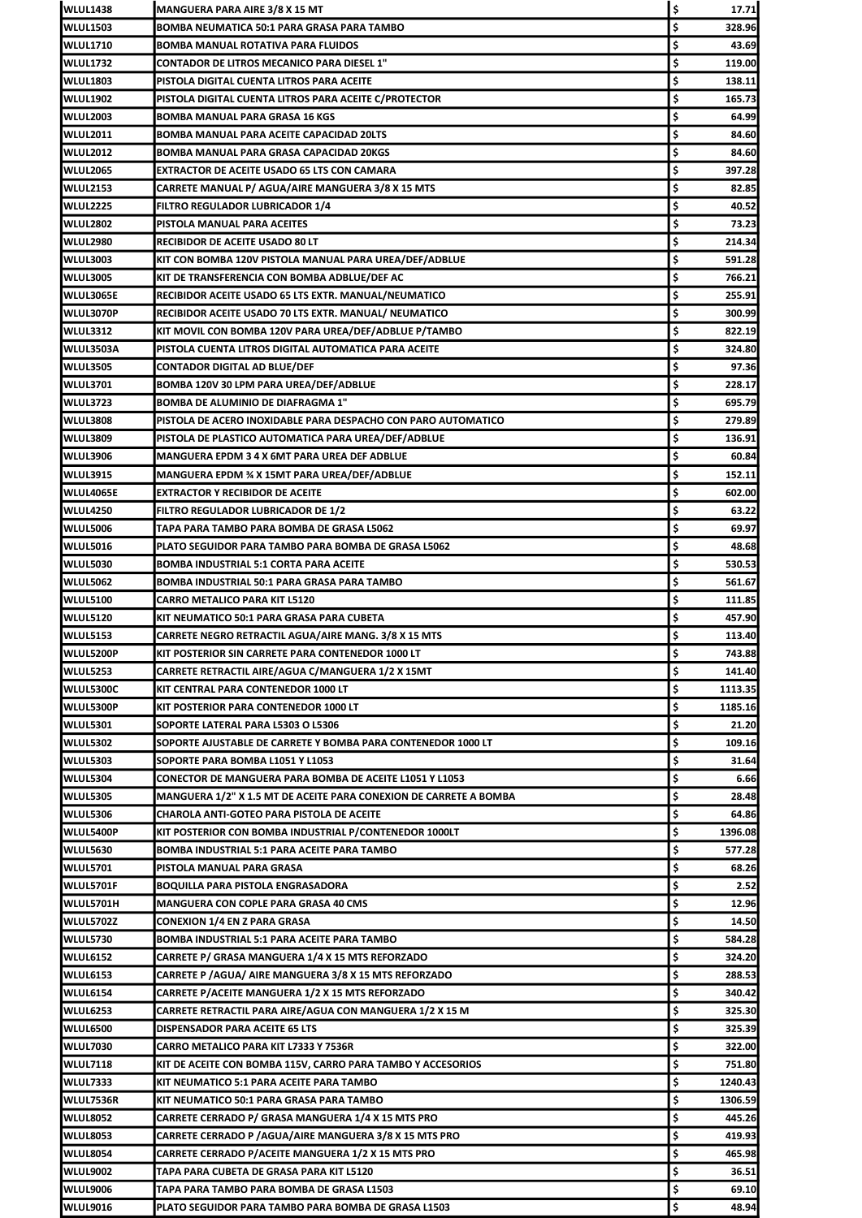| WLUL1438 | MANGUERA PARA AIRE 3/8 X 15 MT | $ | 17.71 |
|---|---|---|---|
| WLUL1503 | BOMBA NEUMATICA 50:1 PARA GRASA PARA TAMBO | $ | 328.96 |
| WLUL1710 | BOMBA MANUAL ROTATIVA PARA FLUIDOS | $ | 43.69 |
| WLUL1732 | CONTADOR DE LITROS MECANICO PARA DIESEL 1" | $ | 119.00 |
| WLUL1803 | PISTOLA DIGITAL CUENTA LITROS PARA ACEITE | $ | 138.11 |
| WLUL1902 | PISTOLA DIGITAL CUENTA LITROS PARA ACEITE C/PROTECTOR | $ | 165.73 |
| WLUL2003 | BOMBA MANUAL PARA GRASA 16 KGS | $ | 64.99 |
| WLUL2011 | BOMBA MANUAL PARA ACEITE CAPACIDAD 20LTS | $ | 84.60 |
| WLUL2012 | BOMBA MANUAL PARA GRASA CAPACIDAD 20KGS | $ | 84.60 |
| WLUL2065 | EXTRACTOR DE ACEITE USADO 65 LTS CON CAMARA | $ | 397.28 |
| WLUL2153 | CARRETE MANUAL P/ AGUA/AIRE MANGUERA 3/8 X 15 MTS | $ | 82.85 |
| WLUL2225 | FILTRO REGULADOR LUBRICADOR 1/4 | $ | 40.52 |
| WLUL2802 | PISTOLA MANUAL PARA ACEITES | $ | 73.23 |
| WLUL2980 | RECIBIDOR DE ACEITE USADO 80 LT | $ | 214.34 |
| WLUL3003 | KIT CON BOMBA 120V PISTOLA MANUAL PARA UREA/DEF/ADBLUE | $ | 591.28 |
| WLUL3005 | KIT DE TRANSFERENCIA CON BOMBA ADBLUE/DEF AC | $ | 766.21 |
| WLUL3065E | RECIBIDOR ACEITE USADO 65 LTS EXTR. MANUAL/NEUMATICO | $ | 255.91 |
| WLUL3070P | RECIBIDOR ACEITE USADO 70 LTS EXTR. MANUAL/ NEUMATICO | $ | 300.99 |
| WLUL3312 | KIT MOVIL CON BOMBA 120V PARA UREA/DEF/ADBLUE P/TAMBO | $ | 822.19 |
| WLUL3503A | PISTOLA CUENTA LITROS DIGITAL AUTOMATICA PARA ACEITE | $ | 324.80 |
| WLUL3505 | CONTADOR DIGITAL AD BLUE/DEF | $ | 97.36 |
| WLUL3701 | BOMBA 120V 30 LPM PARA UREA/DEF/ADBLUE | $ | 228.17 |
| WLUL3723 | BOMBA DE ALUMINIO DE DIAFRAGMA 1" | $ | 695.79 |
| WLUL3808 | PISTOLA DE ACERO INOXIDABLE PARA DESPACHO CON PARO AUTOMATICO | $ | 279.89 |
| WLUL3809 | PISTOLA DE PLASTICO AUTOMATICA PARA UREA/DEF/ADBLUE | $ | 136.91 |
| WLUL3906 | MANGUERA EPDM 3 4 X 6MT PARA UREA DEF ADBLUE | $ | 60.84 |
| WLUL3915 | MANGUERA EPDM ¾ X 15MT PARA UREA/DEF/ADBLUE | $ | 152.11 |
| WLUL4065E | EXTRACTOR Y RECIBIDOR DE ACEITE | $ | 602.00 |
| WLUL4250 | FILTRO REGULADOR LUBRICADOR DE 1/2 | $ | 63.22 |
| WLUL5006 | TAPA PARA TAMBO PARA BOMBA DE GRASA L5062 | $ | 69.97 |
| WLUL5016 | PLATO SEGUIDOR PARA TAMBO PARA BOMBA DE GRASA L5062 | $ | 48.68 |
| WLUL5030 | BOMBA INDUSTRIAL 5:1 CORTA PARA ACEITE | $ | 530.53 |
| WLUL5062 | BOMBA INDUSTRIAL 50:1 PARA GRASA PARA TAMBO | $ | 561.67 |
| WLUL5100 | CARRO METALICO PARA KIT L5120 | $ | 111.85 |
| WLUL5120 | KIT NEUMATICO 50:1 PARA GRASA PARA CUBETA | $ | 457.90 |
| WLUL5153 | CARRETE NEGRO RETRACTIL AGUA/AIRE MANG. 3/8 X 15 MTS | $ | 113.40 |
| WLUL5200P | KIT POSTERIOR SIN CARRETE PARA CONTENEDOR 1000 LT | $ | 743.88 |
| WLUL5253 | CARRETE RETRACTIL AIRE/AGUA C/MANGUERA 1/2 X 15MT | $ | 141.40 |
| WLUL5300C | KIT CENTRAL PARA CONTENEDOR 1000 LT | $ | 1113.35 |
| WLUL5300P | KIT POSTERIOR PARA CONTENEDOR 1000 LT | $ | 1185.16 |
| WLUL5301 | SOPORTE LATERAL PARA L5303 O L5306 | $ | 21.20 |
| WLUL5302 | SOPORTE AJUSTABLE DE CARRETE Y BOMBA PARA CONTENEDOR 1000 LT | $ | 109.16 |
| WLUL5303 | SOPORTE PARA BOMBA L1051 Y L1053 | $ | 31.64 |
| WLUL5304 | CONECTOR DE MANGUERA PARA BOMBA DE ACEITE L1051 Y L1053 | $ | 6.66 |
| WLUL5305 | MANGUERA 1/2" X 1.5 MT DE ACEITE PARA CONEXION DE CARRETE A BOMBA | $ | 28.48 |
| WLUL5306 | CHAROLA ANTI-GOTEO PARA PISTOLA DE ACEITE | $ | 64.86 |
| WLUL5400P | KIT POSTERIOR CON BOMBA INDUSTRIAL P/CONTENEDOR 1000LT | $ | 1396.08 |
| WLUL5630 | BOMBA INDUSTRIAL 5:1 PARA ACEITE PARA TAMBO | $ | 577.28 |
| WLUL5701 | PISTOLA MANUAL PARA GRASA | $ | 68.26 |
| WLUL5701F | BOQUILLA PARA PISTOLA ENGRASADORA | $ | 2.52 |
| WLUL5701H | MANGUERA CON COPLE PARA GRASA 40 CMS | $ | 12.96 |
| WLUL5702Z | CONEXION 1/4 EN Z PARA GRASA | $ | 14.50 |
| WLUL5730 | BOMBA INDUSTRIAL 5:1 PARA ACEITE PARA TAMBO | $ | 584.28 |
| WLUL6152 | CARRETE P/ GRASA MANGUERA 1/4 X 15 MTS REFORZADO | $ | 324.20 |
| WLUL6153 | CARRETE P /AGUA/ AIRE MANGUERA 3/8 X 15 MTS REFORZADO | $ | 288.53 |
| WLUL6154 | CARRETE P/ACEITE MANGUERA 1/2 X 15 MTS REFORZADO | $ | 340.42 |
| WLUL6253 | CARRETE RETRACTIL PARA AIRE/AGUA CON MANGUERA 1/2 X 15 M | $ | 325.30 |
| WLUL6500 | DISPENSADOR PARA ACEITE 65 LTS | $ | 325.39 |
| WLUL7030 | CARRO METALICO PARA KIT L7333 Y 7536R | $ | 322.00 |
| WLUL7118 | KIT DE ACEITE CON BOMBA 115V, CARRO PARA TAMBO Y ACCESORIOS | $ | 751.80 |
| WLUL7333 | KIT NEUMATICO 5:1 PARA ACEITE PARA TAMBO | $ | 1240.43 |
| WLUL7536R | KIT NEUMATICO 50:1 PARA GRASA PARA TAMBO | $ | 1306.59 |
| WLUL8052 | CARRETE CERRADO P/ GRASA MANGUERA 1/4 X 15 MTS PRO | $ | 445.26 |
| WLUL8053 | CARRETE CERRADO P /AGUA/AIRE MANGUERA 3/8 X 15 MTS PRO | $ | 419.93 |
| WLUL8054 | CARRETE CERRADO P/ACEITE MANGUERA 1/2 X 15 MTS PRO | $ | 465.98 |
| WLUL9002 | TAPA PARA CUBETA DE GRASA PARA KIT L5120 | $ | 36.51 |
| WLUL9006 | TAPA PARA TAMBO PARA BOMBA DE GRASA L1503 | $ | 69.10 |
| WLUL9016 | PLATO SEGUIDOR PARA TAMBO PARA BOMBA DE GRASA L1503 | $ | 48.94 |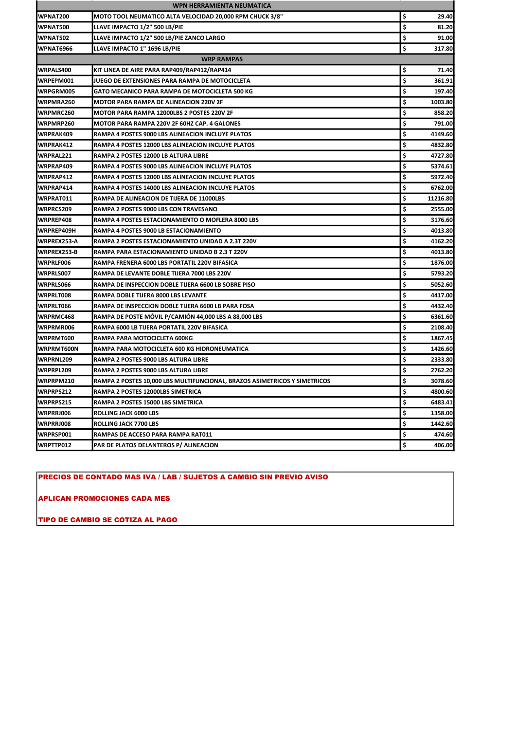| | | | |
|---|---|---|---|
| **WPN HERRAMIENTA NEUMATICA** | | | |
| WPNAT200 | MOTO TOOL NEUMATICO ALTA VELOCIDAD 20,000 RPM CHUCK 3/8" | $ | 29.40 |
| WPNAT500 | LLAVE IMPACTO 1/2" 500 LB/PIE | $ | 81.20 |
| WPNAT502 | LLAVE IMPACTO 1/2" 500 LB/PIE ZANCO LARGO | $ | 91.00 |
| WPNAT6966 | LLAVE IMPACTO 1" 1696 LB/PIE | $ | 317.80 |
| **WRP RAMPAS** | | | |
| WRPALS400 | KIT LINEA DE AIRE PARA RAP409/RAP412/RAP414 | $ | 71.40 |
| WRPEPM001 | JUEGO DE EXTENSIONES PARA RAMPA DE MOTOCICLETA | $ | 361.91 |
| WRPGRM005 | GATO MECANICO PARA RAMPA DE MOTOCICLETA 500 KG | $ | 197.40 |
| WRPMRA260 | MOTOR PARA RAMPA DE ALINEACION 220V 2F | $ | 1003.80 |
| WRPMRC260 | MOTOR PARA RAMPA 12000LBS 2 POSTES 220V 2F | $ | 858.20 |
| WRPMRP260 | MOTOR PARA RAMPA 220V 2F 60HZ CAP. 4 GALONES | $ | 791.00 |
| WRPRAK409 | RAMPA 4 POSTES 9000 LBS ALINEACION INCLUYE PLATOS | $ | 4149.60 |
| WRPRAK412 | RAMPA 4 POSTES 12000 LBS ALINEACION INCLUYE PLATOS | $ | 4832.80 |
| WRPRAL221 | RAMPA 2 POSTES 12000 LB ALTURA LIBRE | $ | 4727.80 |
| WRPRAP409 | RAMPA 4 POSTES 9000 LBS ALINEACION INCLUYE PLATOS | $ | 5374.61 |
| WRPRAP412 | RAMPA 4 POSTES 12000 LBS ALINEACION INCLUYE PLATOS | $ | 5972.40 |
| WRPRAP414 | RAMPA 4 POSTES 14000 LBS ALINEACION INCLUYE PLATOS | $ | 6762.00 |
| WRPRAT011 | RAMPA DE ALINEACION DE TIJERA DE 11000LBS | $ | 11216.80 |
| WRPRCS209 | RAMPA 2 POSTES 9000 LBS CON TRAVESANO | $ | 2555.00 |
| WRPREP408 | RAMPA 4 POSTES ESTACIONAMIENTO O MOFLERA 8000 LBS | $ | 3176.60 |
| WRPREP409H | RAMPA 4 POSTES 9000 LB ESTACIONAMIENTO | $ | 4013.80 |
| WRPREX253-A | RAMPA 2 POSTES ESTACIONAMIENTO UNIDAD A 2.3T 220V | $ | 4162.20 |
| WRPREX253-B | RAMPA PARA ESTACIONAMIENTO UNIDAD B 2.3 T 220V | $ | 4013.80 |
| WRPRLF006 | RAMPA FRENERA 6000 LBS PORTATIL 220V BIFASICA | $ | 1876.00 |
| WRPRLS007 | RAMPA DE LEVANTE DOBLE TIJERA 7000 LBS 220V | $ | 5793.20 |
| WRPRLS066 | RAMPA DE INSPECCION DOBLE TIJERA 6600 LB SOBRE PISO | $ | 5052.60 |
| WRPRLT008 | RAMPA DOBLE TIJERA 8000 LBS LEVANTE | $ | 4417.00 |
| WRPRLT066 | RAMPA DE INSPECCION DOBLE TIJERA 6600 LB PARA FOSA | $ | 4432.40 |
| WRPRMC468 | RAMPA DE POSTE MÓVIL P/CAMIÓN 44,000 LBS A 88,000 LBS | $ | 6361.60 |
| WRPRMR006 | RAMPA 6000 LB TIJERA PORTATIL 220V BIFASICA | $ | 2108.40 |
| WRPRMT600 | RAMPA PARA MOTOCICLETA 600KG | $ | 1867.45 |
| WRPRMT600N | RAMPA PARA MOTOCICLETA 600 KG HIDRONEUMATICA | $ | 1426.60 |
| WRPRNL209 | RAMPA 2 POSTES 9000 LBS ALTURA LIBRE | $ | 2333.80 |
| WRPRPL209 | RAMPA 2 POSTES 9000 LBS ALTURA LIBRE | $ | 2762.20 |
| WRPRPM210 | RAMPA 2 POSTES 10,000 LBS MULTIFUNCIONAL, BRAZOS ASIMETRICOS Y SIMETRICOS | $ | 3078.60 |
| WRPRPS212 | RAMPA 2 POSTES 12000LBS SIMETRICA | $ | 4800.60 |
| WRPRPS215 | RAMPA 2 POSTES 15000 LBS SIMETRICA | $ | 6483.41 |
| WRPRRJ006 | ROLLING JACK 6000 LBS | $ | 1358.00 |
| WRPRRJ008 | ROLLING JACK 7700 LBS | $ | 1442.60 |
| WRPRSP001 | RAMPAS DE ACCESO PARA RAMPA RAT011 | $ | 474.60 |
| WRPTTP012 | PAR DE PLATOS DELANTEROS P/ ALINEACION | $ | 406.00 |

**PRECIOS DE CONTADO MAS IVA / LAB / SUJETOS A CAMBIO SIN PREVIO AVISO**

**APLICAN PROMOCIONES CADA MES**

**TIPO DE CAMBIO SE COTIZA AL PAGO**